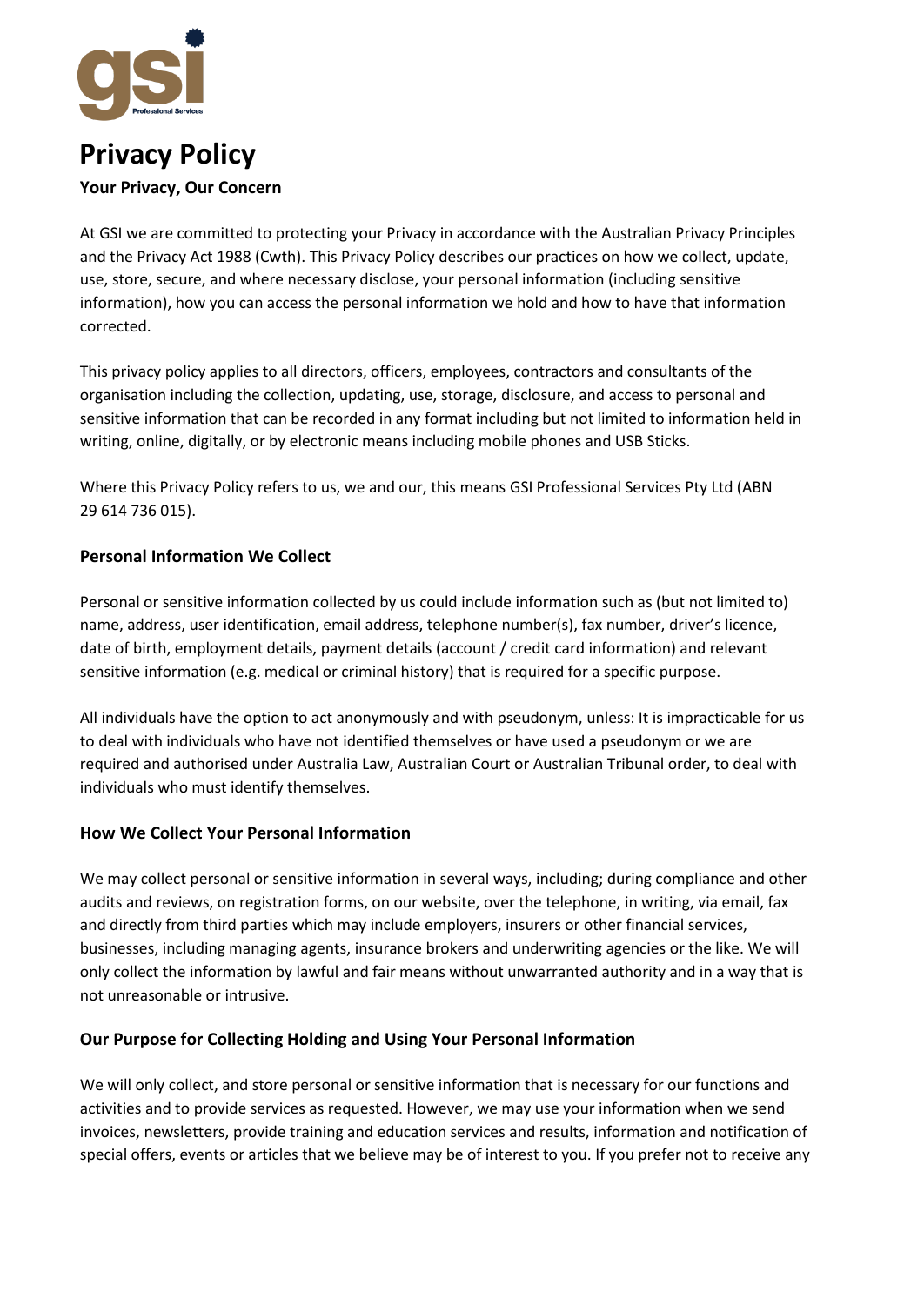# Privacy Policy

**Your Privacy, Our Concern**

At GSI we are committed to protecting your Privacy in accordance with the Australian Privacy Principles and the Privacy Act 1988 (Cwth). This Privacy Policy describes our practices on how we collect, update, use, store, secure, and where necessary disclose, your personal information (including sensitive information), how you can access the personal information we hold and how to have that information corrected.

This privacy policy applies to all directors, officers, employees, contractors and consultants of the organisation including the collection, updating, use, storage, disclosure, and access to personal and sensitive information that can be recorded in any format including but not limited to information held in writing, online, digitally, or by electronic means including mobile phones and USB Sticks.

Where this Privacy Policy refers to us, we and our, this means GSI Professional Services Pty Ltd (ABN 29 614 736 015).

## Personal Information We Collect

Personal or sensitive information collected by us could include information such as (but not limited to) name, address, user identification, email address, telephone number(s), fax number, driver's licence, date of birth, employment details, payment details (account / credit card information) and relevant sensitive information (e.g. medical or criminal history) that is required for a specific purpose.

All individuals have the option to act anonymously and with pseudonym, unless: It is impracticable for us to deal with individuals who have not identified themselves or have used a pseudonym or we are required and authorised under Australia Law, Australian Court or Australian Tribunal order, to deal with individuals who must identify themselves.

## How We Collect Your Personal Information

We may collect personal or sensitive information in several ways, including; during compliance and other audits and reviews, on registration forms, on our website, over the telephone, in writing, via email, fax and directly from third parties which may include employers, insurers or other financial services, businesses, including managing agents, insurance brokers and underwriting agencies or the like. We will only collect the information by lawful and fair means without unwarranted authority and in a way that is not unreasonable or intrusive.

## Our Purpose for Collecting Holding and Using Your Personal Information

We will only collect, and store personal or sensitive information that is necessary for our functions and activities and to provide services as requested. However, we may use your information when we send invoices, newsletters, provide training and education services and results, information and notification of special offers, events or articles that we believe may be of interest to you. If you prefer not to receive any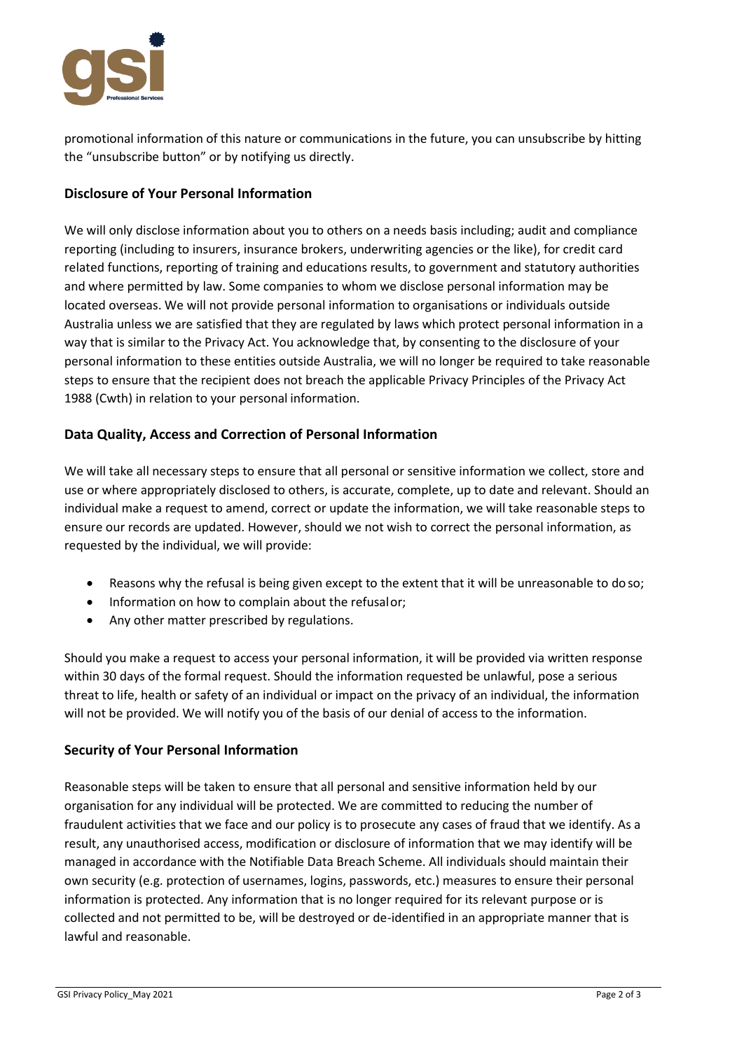promotional information of this nature or communications in the future, you can unsubscribe by hitting the "unsubscribe button" or by notifying us directly.

## Disclosure of Your Personal Information

We will only disclose information about you to others on a needs basis including; audit and compliance reporting (including to insurers, insurance brokers, underwriting agencies or the like), for credit card related functions, reporting of training and educations results, to government and statutory authorities and where permitted by law. Some companies to whom we disclose personal information may be located overseas. We will not provide personal information to organisations or individuals outside Australia unless we are satisfied that they are regulated by laws which protect personal information in a way that is similar to the Privacy Act. You acknowledge that, by consenting to the disclosure of your personal information to these entities outside Australia, we will no longer be required to take reasonable steps to ensure that the recipient does not breach the applicable Privacy Principles of the Privacy Act 1988 (Cwth) in relation to your personal information.

## Data Quality, Access and Correction of Personal Information

We will take all necessary steps to ensure that all personal or sensitive information we collect, store and use or where appropriately disclosed to others, is accurate, complete, up to date and relevant. Should an individual make a request to amend, correct or update the information, we will take reasonable steps to ensure our records are updated. However, should we not wish to correct the personal information, as requested by the individual, we will provide:

- Reasons why the refusal is being given except to the extent that it will be unreasonable to do so;
- Information on how to complain about the refusal or;
- Any other matter prescribed by regulations.

Should you make a request to access your personal information, it will be provided via written response within 30 days of the formal request. Should the information requested be unlawful, pose a serious threat to life, health or safety of an individual or impact on the privacy of an individual, the information will not be provided. We will notify you of the basis of our denial of access to the information.

## Security of Your Personal Information

Reasonable steps will be taken to ensure that all personal and sensitive information held by our organisation for any individual will be protected. We are committed to reducing the number of fraudulent activities that we face and our policy is to prosecute any cases of fraud that we identify. As a result, any unauthorised access, modification or disclosure of information that we may identify will be managed in accordance with the Notifiable Data Breach Scheme. All individuals should maintain their own security (e.g. protection of usernames, logins, passwords, etc.) measures to ensure their personal information is protected. Any information that is no longer required for its relevant purpose or is collected and not permitted to be, will be destroyed or de-identified in an appropriate manner that is lawful and reasonable.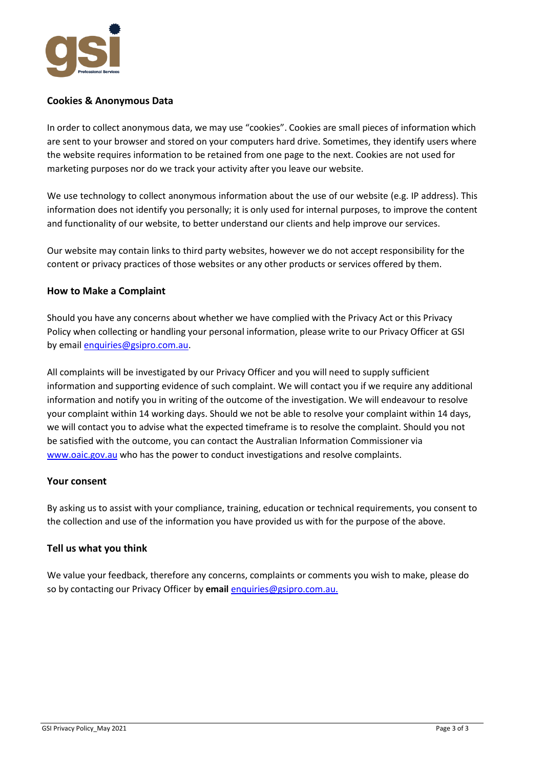## Cookies & Anonymous Data

In order to collect anonymous data, we may use "cookies". Cookies are small pieces of information which are sent to your browser and stored on your computers hard drive. Sometimes, they identify users where the website requires information to be retained from one page to the next. Cookies are not used for marketing purposes nor do we track your activity after you leave our website.

We use technology to collect anonymous information about the use of our website (e.g. IP address). This information does not identify you personally; it is only used for internal purposes, to improve the content and functionality of our website, to better understand our clients and help improve our services.

Our website may contain links to third party websites, however we do not accept responsibility for the content or privacy practices of those websites or any other products or services offered by them.

## How to Make a Complaint

Should you have any concerns about whether we have complied with the Privacy Act or this Privacy Policy when collecting or handling your personal information, please write to our Privacy Officer at GSI by email enquiries@gsipro.com.au.

All complaints will be investigated by our Privacy Officer and you will need to supply sufficient information and supporting evidence of such complaint. We will contact you if we require any additional information and notify you in writing of the outcome of the investigation. We will endeavour to resolve your complaint within 14 working days. Should we not be able to resolve your complaint within 14 days, we will contact you to advise what the expected timeframe is to resolve the complaint. Should you not be satisfied with the outcome, you can contact the Australian Information Commissioner via www.oaic.gov.au who has the power to conduct investigations and resolve complaints.

## Your consent

By asking us to assist with your compliance, training, education or technical requirements, you consent to the collection and use of the information you have provided us with for the purpose of the above.

## Tell us what you think

We value your feedback, therefore any concerns, complaints or comments you wish to make, please do so by contacting our Privacy Officer by **email** enquiries@gsipro.com.au.